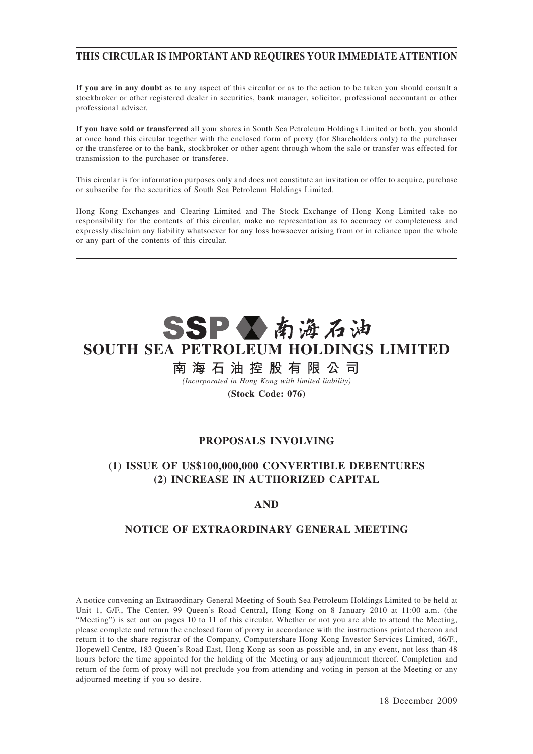**THIS CIRCULAR IS IMPORTANT AND REQUIRES YOUR IMMEDIATE ATTENTION**

**If you are in any doubt** as to any aspect of this circular or as to the action to be taken you should consult a stockbroker or other registered dealer in securities, bank manager, solicitor, professional accountant or other professional adviser.

**If you have sold or transferred** all your shares in South Sea Petroleum Holdings Limited or both, you should at once hand this circular together with the enclosed form of proxy (for Shareholders only) to the purchaser or the transferee or to the bank, stockbroker or other agent through whom the sale or transfer was effected for transmission to the purchaser or transferee.

This circular is for information purposes only and does not constitute an invitation or offer to acquire, purchase or subscribe for the securities of South Sea Petroleum Holdings Limited.

Hong Kong Exchanges and Clearing Limited and The Stock Exchange of Hong Kong Limited take no responsibility for the contents of this circular, make no representation as to accuracy or completeness and expressly disclaim any liability whatsoever for any loss howsoever arising from or in reliance upon the whole or any part of the contents of this circular.

SSP 南海石油

# SOUTH SEA PETROLEUM HOLDINGS LIMITED

**南海石油控股有限公司**

*(Incorporated in Hong Kong with limited liability)*

**(Stock Code: 076)**

## PROPOSALS INVOLVING

## (1) ISSUE OF US$100,000,000 CONVERTIBLE DEBENTURES (2) INCREASE IN AUTHORIZED CAPITAL

## AND

## NOTICE OF EXTRAORDINARY GENERAL MEETING

A notice convening an Extraordinary General Meeting of South Sea Petroleum Holdings Limited to be held at Unit 1, G/F., The Center, 99 Queen's Road Central, Hong Kong on 8 January 2010 at 11:00 a.m. (the "Meeting") is set out on pages 10 to 11 of this circular. Whether or not you are able to attend the Meeting, please complete and return the enclosed form of proxy in accordance with the instructions printed thereon and return it to the share registrar of the Company, Computershare Hong Kong Investor Services Limited, 46/F., Hopewell Centre, 183 Queen's Road East, Hong Kong as soon as possible and, in any event, not less than 48 hours before the time appointed for the holding of the Meeting or any adjournment thereof. Completion and return of the form of proxy will not preclude you from attending and voting in person at the Meeting or any adjourned meeting if you so desire.

18 December 2009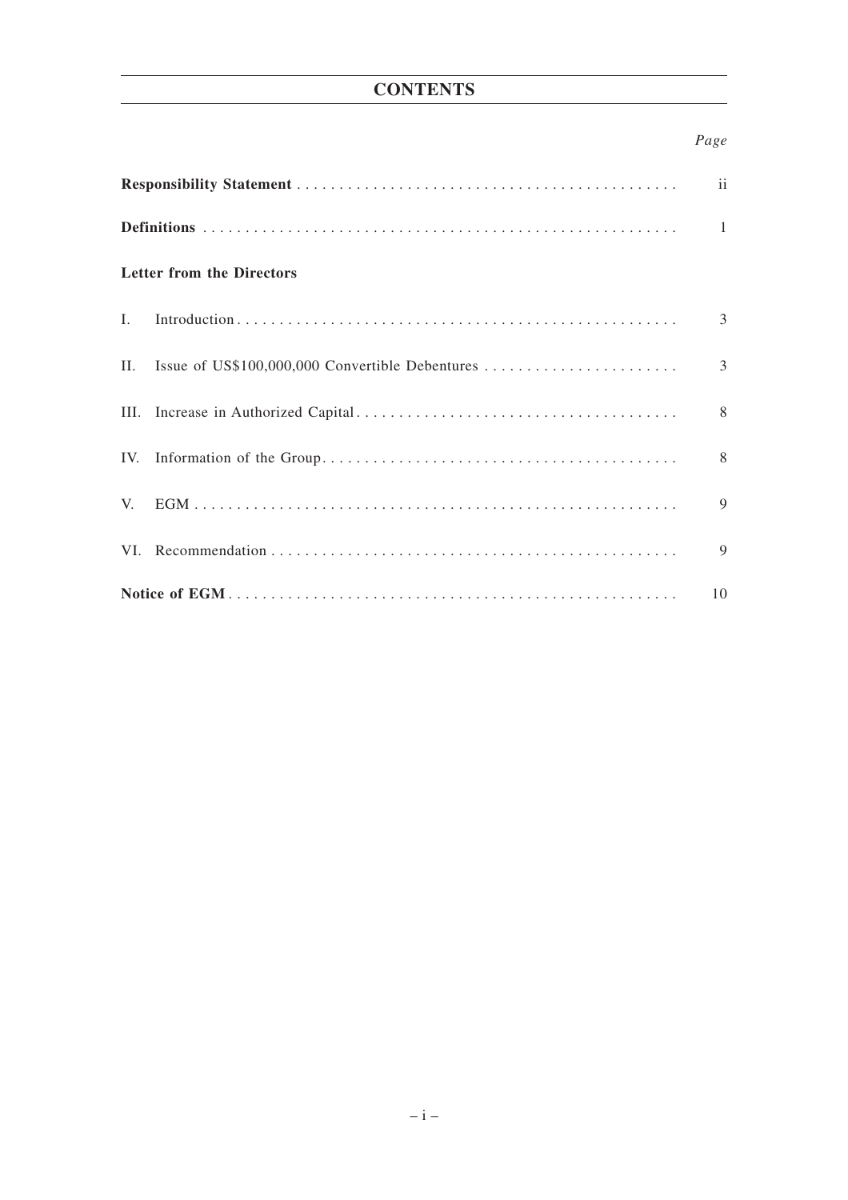# CONTENTS

| | | *Page* |
|---|---|---|
| **Responsibility Statement** | | ii |
| **Definitions** | | 1 |
| **Letter from the Directors** | | |
| I. | Introduction | 3 |
| II. | Issue of US$100,000,000 Convertible Debentures | 3 |
| III. | Increase in Authorized Capital | 8 |
| IV. | Information of the Group | 8 |
| V. | EGM | 9 |
| VI. | Recommendation | 9 |
| **Notice of EGM** | | 10 |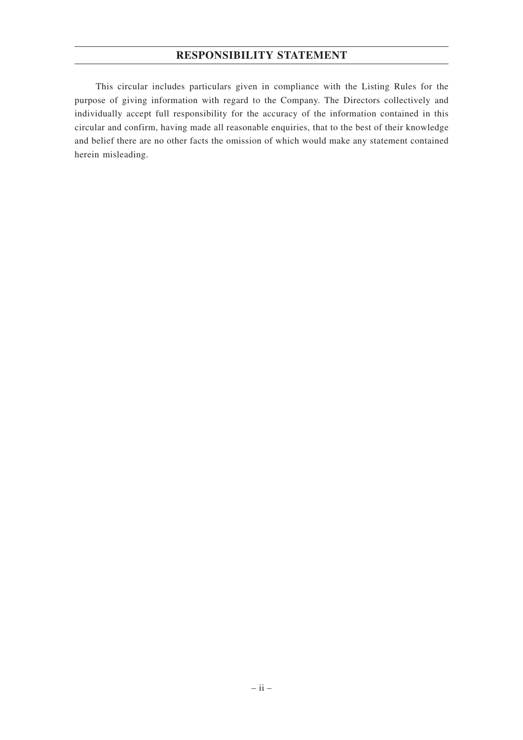# RESPONSIBILITY STATEMENT

This circular includes particulars given in compliance with the Listing Rules for the purpose of giving information with regard to the Company. The Directors collectively and individually accept full responsibility for the accuracy of the information contained in this circular and confirm, having made all reasonable enquiries, that to the best of their knowledge and belief there are no other facts the omission of which would make any statement contained herein misleading.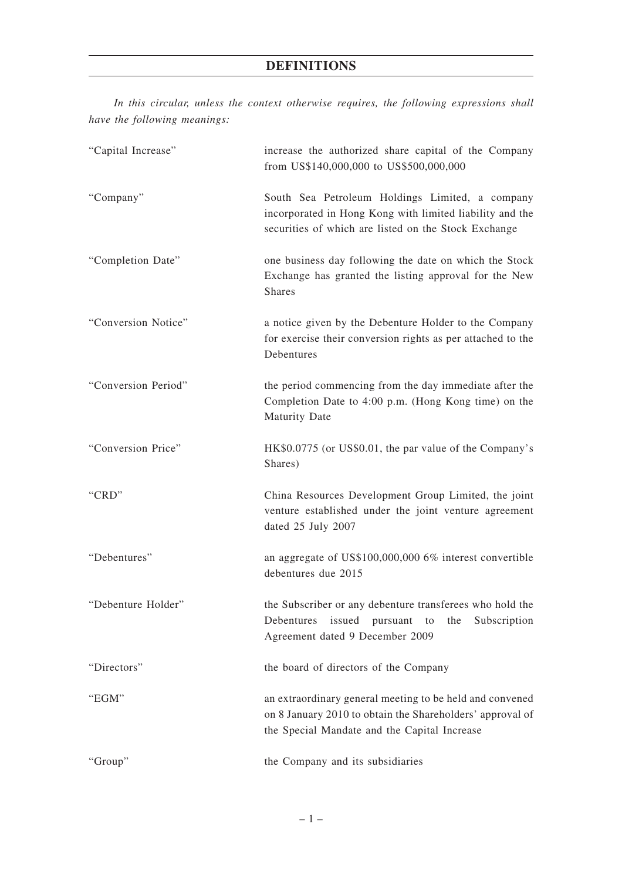## DEFINITIONS

*In this circular, unless the context otherwise requires, the following expressions shall have the following meanings:*

| | |
|---|---|
| "Capital Increase" | increase the authorized share capital of the Company from US$140,000,000 to US$500,000,000 |
| "Company" | South Sea Petroleum Holdings Limited, a company incorporated in Hong Kong with limited liability and the securities of which are listed on the Stock Exchange |
| "Completion Date" | one business day following the date on which the Stock Exchange has granted the listing approval for the New Shares |
| "Conversion Notice" | a notice given by the Debenture Holder to the Company for exercise their conversion rights as per attached to the Debentures |
| "Conversion Period" | the period commencing from the day immediate after the Completion Date to 4:00 p.m. (Hong Kong time) on the Maturity Date |
| "Conversion Price" | HK$0.0775 (or US$0.01, the par value of the Company's Shares) |
| "CRD" | China Resources Development Group Limited, the joint venture established under the joint venture agreement dated 25 July 2007 |
| "Debentures" | an aggregate of US$100,000,000 6% interest convertible debentures due 2015 |
| "Debenture Holder" | the Subscriber or any debenture transferees who hold the Debentures issued pursuant to the Subscription Agreement dated 9 December 2009 |
| "Directors" | the board of directors of the Company |
| "EGM" | an extraordinary general meeting to be held and convened on 8 January 2010 to obtain the Shareholders' approval of the Special Mandate and the Capital Increase |
| "Group" | the Company and its subsidiaries |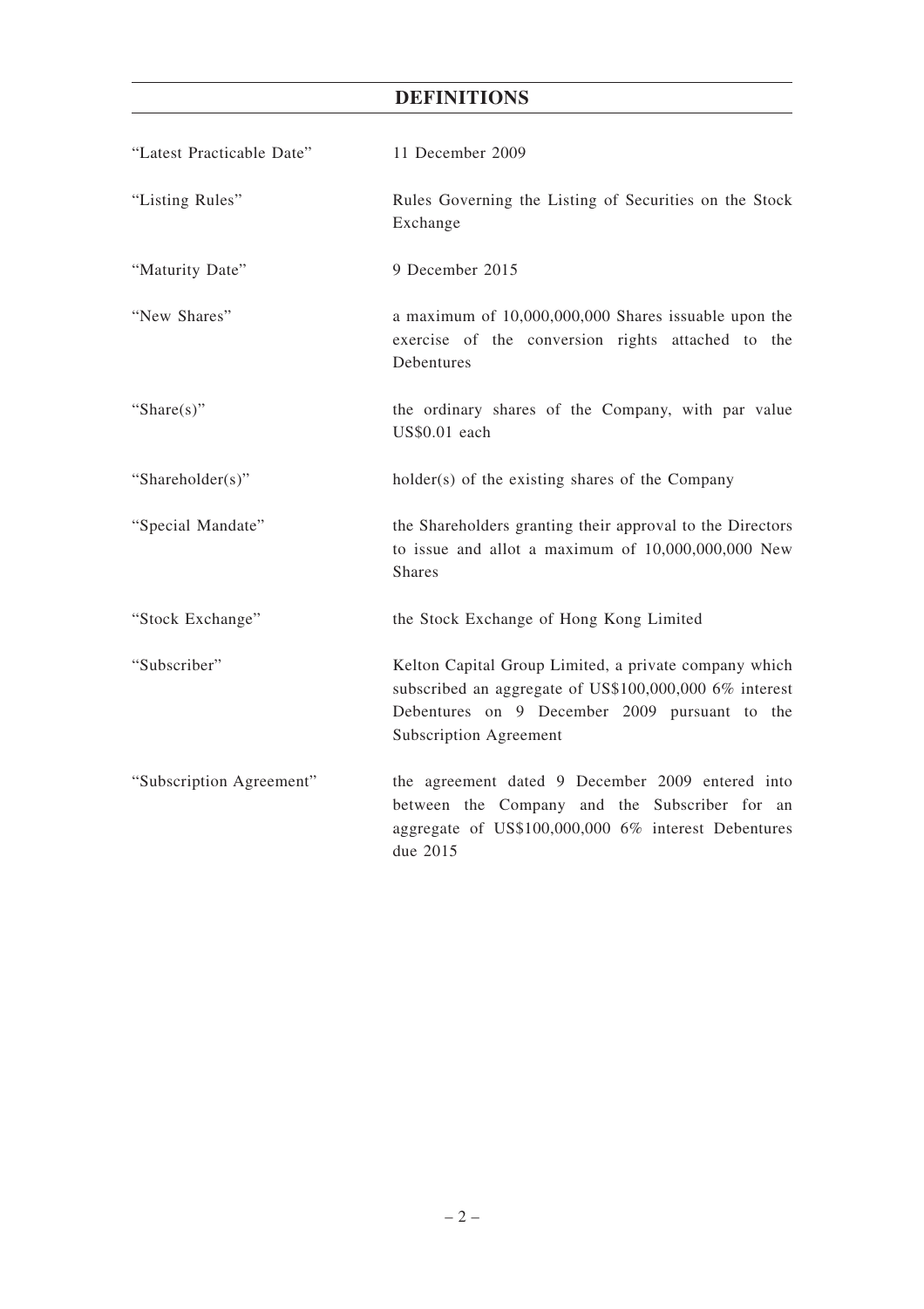## DEFINITIONS

| | |
|---|---|
| "Latest Practicable Date" | 11 December 2009 |
| "Listing Rules" | Rules Governing the Listing of Securities on the Stock Exchange |
| "Maturity Date" | 9 December 2015 |
| "New Shares" | a maximum of 10,000,000,000 Shares issuable upon the exercise of the conversion rights attached to the Debentures |
| "Share(s)" | the ordinary shares of the Company, with par value US$0.01 each |
| "Shareholder(s)" | holder(s) of the existing shares of the Company |
| "Special Mandate" | the Shareholders granting their approval to the Directors to issue and allot a maximum of 10,000,000,000 New Shares |
| "Stock Exchange" | the Stock Exchange of Hong Kong Limited |
| "Subscriber" | Kelton Capital Group Limited, a private company which subscribed an aggregate of US$100,000,000 6% interest Debentures on 9 December 2009 pursuant to the Subscription Agreement |
| "Subscription Agreement" | the agreement dated 9 December 2009 entered into between the Company and the Subscriber for an aggregate of US$100,000,000 6% interest Debentures due 2015 |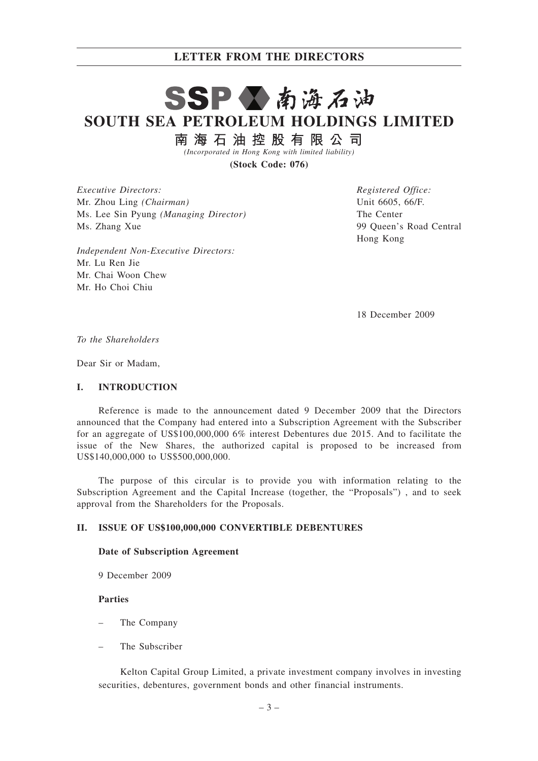# LETTER FROM THE DIRECTORS

# SSP 南海石油

# SOUTH SEA PETROLEUM HOLDINGS LIMITED

## 南海石油控股有限公司

*(Incorporated in Hong Kong with limited liability)*

**(Stock Code: 076)**

*Executive Directors:*
Mr. Zhou Ling *(Chairman)*
Ms. Lee Sin Pyung *(Managing Director)*
Ms. Zhang Xue

*Independent Non-Executive Directors:*
Mr. Lu Ren Jie
Mr. Chai Woon Chew
Mr. Ho Choi Chiu

*Registered Office:*
Unit 6605, 66/F.
The Center
99 Queen's Road Central
Hong Kong

18 December 2009

*To the Shareholders*

Dear Sir or Madam,

## I. INTRODUCTION

Reference is made to the announcement dated 9 December 2009 that the Directors announced that the Company had entered into a Subscription Agreement with the Subscriber for an aggregate of US$100,000,000 6% interest Debentures due 2015. And to facilitate the issue of the New Shares, the authorized capital is proposed to be increased from US$140,000,000 to US$500,000,000.

The purpose of this circular is to provide you with information relating to the Subscription Agreement and the Capital Increase (together, the "Proposals") , and to seek approval from the Shareholders for the Proposals.

## II. ISSUE OF US$100,000,000 CONVERTIBLE DEBENTURES

**Date of Subscription Agreement**

9 December 2009

**Parties**

– The Company

– The Subscriber

Kelton Capital Group Limited, a private investment company involves in investing securities, debentures, government bonds and other financial instruments.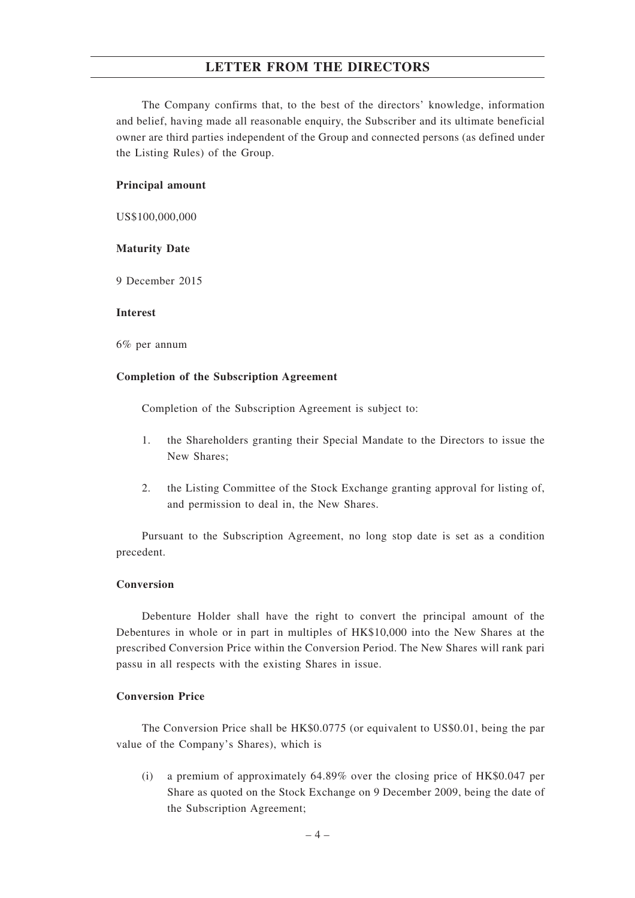The Company confirms that, to the best of the directors' knowledge, information and belief, having made all reasonable enquiry, the Subscriber and its ultimate beneficial owner are third parties independent of the Group and connected persons (as defined under the Listing Rules) of the Group.

**Principal amount**

US$100,000,000

**Maturity Date**

9 December 2015

**Interest**

6% per annum

**Completion of the Subscription Agreement**

Completion of the Subscription Agreement is subject to:

1. the Shareholders granting their Special Mandate to the Directors to issue the New Shares;
2. the Listing Committee of the Stock Exchange granting approval for listing of, and permission to deal in, the New Shares.

Pursuant to the Subscription Agreement, no long stop date is set as a condition precedent.

**Conversion**

Debenture Holder shall have the right to convert the principal amount of the Debentures in whole or in part in multiples of HK$10,000 into the New Shares at the prescribed Conversion Price within the Conversion Period. The New Shares will rank pari passu in all respects with the existing Shares in issue.

**Conversion Price**

The Conversion Price shall be HK$0.0775 (or equivalent to US$0.01, being the par value of the Company's Shares), which is

(i) a premium of approximately 64.89% over the closing price of HK$0.047 per Share as quoted on the Stock Exchange on 9 December 2009, being the date of the Subscription Agreement;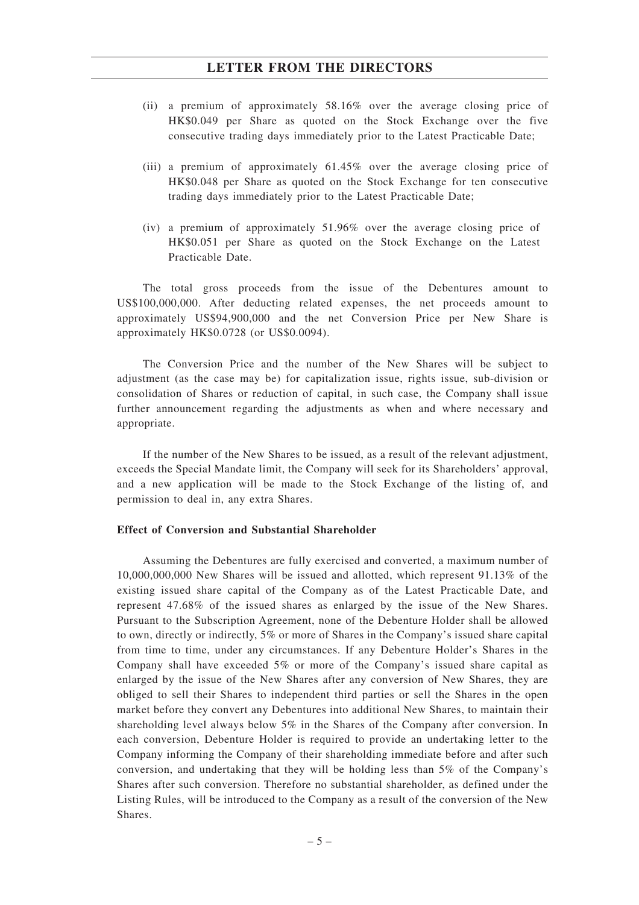(ii) a premium of approximately 58.16% over the average closing price of HK$0.049 per Share as quoted on the Stock Exchange over the five consecutive trading days immediately prior to the Latest Practicable Date;

(iii) a premium of approximately 61.45% over the average closing price of HK$0.048 per Share as quoted on the Stock Exchange for ten consecutive trading days immediately prior to the Latest Practicable Date;

(iv) a premium of approximately 51.96% over the average closing price of HK$0.051 per Share as quoted on the Stock Exchange on the Latest Practicable Date.

The total gross proceeds from the issue of the Debentures amount to US$100,000,000. After deducting related expenses, the net proceeds amount to approximately US$94,900,000 and the net Conversion Price per New Share is approximately HK$0.0728 (or US$0.0094).

The Conversion Price and the number of the New Shares will be subject to adjustment (as the case may be) for capitalization issue, rights issue, sub-division or consolidation of Shares or reduction of capital, in such case, the Company shall issue further announcement regarding the adjustments as when and where necessary and appropriate.

If the number of the New Shares to be issued, as a result of the relevant adjustment, exceeds the Special Mandate limit, the Company will seek for its Shareholders' approval, and a new application will be made to the Stock Exchange of the listing of, and permission to deal in, any extra Shares.

**Effect of Conversion and Substantial Shareholder**

Assuming the Debentures are fully exercised and converted, a maximum number of 10,000,000,000 New Shares will be issued and allotted, which represent 91.13% of the existing issued share capital of the Company as of the Latest Practicable Date, and represent 47.68% of the issued shares as enlarged by the issue of the New Shares. Pursuant to the Subscription Agreement, none of the Debenture Holder shall be allowed to own, directly or indirectly, 5% or more of Shares in the Company's issued share capital from time to time, under any circumstances. If any Debenture Holder's Shares in the Company shall have exceeded 5% or more of the Company's issued share capital as enlarged by the issue of the New Shares after any conversion of New Shares, they are obliged to sell their Shares to independent third parties or sell the Shares in the open market before they convert any Debentures into additional New Shares, to maintain their shareholding level always below 5% in the Shares of the Company after conversion. In each conversion, Debenture Holder is required to provide an undertaking letter to the Company informing the Company of their shareholding immediate before and after such conversion, and undertaking that they will be holding less than 5% of the Company's Shares after such conversion. Therefore no substantial shareholder, as defined under the Listing Rules, will be introduced to the Company as a result of the conversion of the New Shares.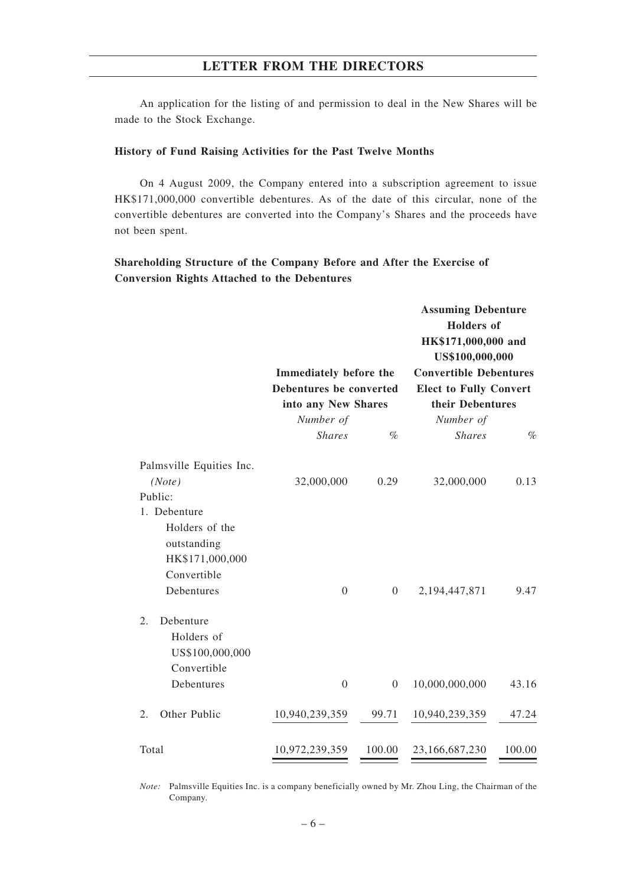An application for the listing of and permission to deal in the New Shares will be made to the Stock Exchange.

**History of Fund Raising Activities for the Past Twelve Months**

On 4 August 2009, the Company entered into a subscription agreement to issue HK$171,000,000 convertible debentures. As of the date of this circular, none of the convertible debentures are converted into the Company's Shares and the proceeds have not been spent.

**Shareholding Structure of the Company Before and After the Exercise of Conversion Rights Attached to the Debentures**

| | **Immediately before the Debentures be converted into any New Shares** | | **Assuming Debenture Holders of HK$171,000,000 and US$100,000,000 Convertible Debentures Elect to Fully Convert their Debentures** | |
|---|---|---|---|---|
| | *Number of Shares* | *%* | *Number of Shares* | *%* |
| Palmsville Equities Inc. *(Note)* | 32,000,000 | 0.29 | 32,000,000 | 0.13 |
| Public: | | | | |
| 1. Debenture Holders of the outstanding HK$171,000,000 Convertible Debentures | 0 | 0 | 2,194,447,871 | 9.47 |
| 2. Debenture Holders of US$100,000,000 Convertible Debentures | 0 | 0 | 10,000,000,000 | 43.16 |
| 2. Other Public | 10,940,239,359 | 99.71 | 10,940,239,359 | 47.24 |
| Total | 10,972,239,359 | 100.00 | 23,166,687,230 | 100.00 |

*Note:* Palmsville Equities Inc. is a company beneficially owned by Mr. Zhou Ling, the Chairman of the Company.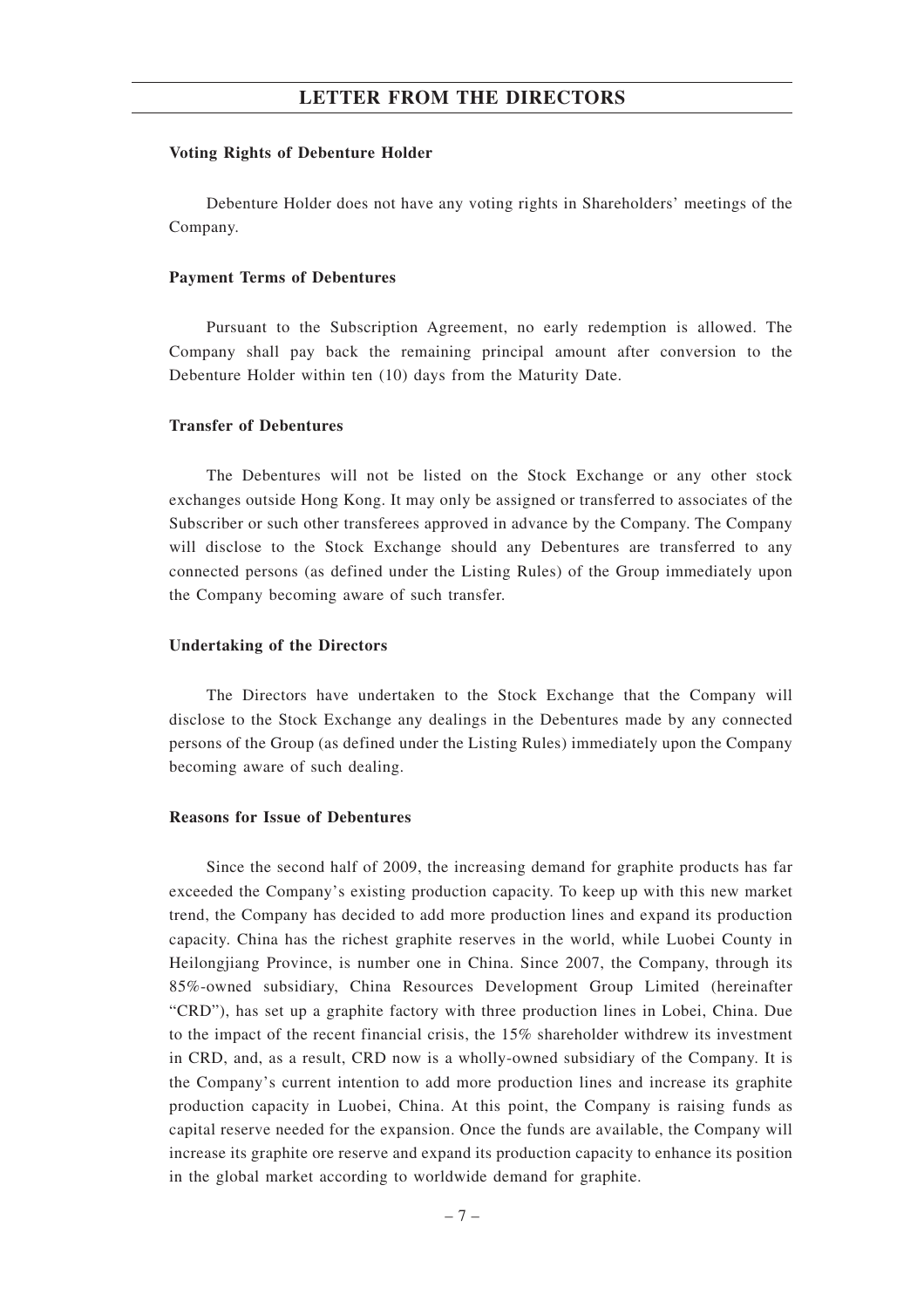**Voting Rights of Debenture Holder**

Debenture Holder does not have any voting rights in Shareholders' meetings of the Company.

**Payment Terms of Debentures**

Pursuant to the Subscription Agreement, no early redemption is allowed. The Company shall pay back the remaining principal amount after conversion to the Debenture Holder within ten (10) days from the Maturity Date.

**Transfer of Debentures**

The Debentures will not be listed on the Stock Exchange or any other stock exchanges outside Hong Kong. It may only be assigned or transferred to associates of the Subscriber or such other transferees approved in advance by the Company. The Company will disclose to the Stock Exchange should any Debentures are transferred to any connected persons (as defined under the Listing Rules) of the Group immediately upon the Company becoming aware of such transfer.

**Undertaking of the Directors**

The Directors have undertaken to the Stock Exchange that the Company will disclose to the Stock Exchange any dealings in the Debentures made by any connected persons of the Group (as defined under the Listing Rules) immediately upon the Company becoming aware of such dealing.

**Reasons for Issue of Debentures**

Since the second half of 2009, the increasing demand for graphite products has far exceeded the Company's existing production capacity. To keep up with this new market trend, the Company has decided to add more production lines and expand its production capacity. China has the richest graphite reserves in the world, while Luobei County in Heilongjiang Province, is number one in China. Since 2007, the Company, through its 85%-owned subsidiary, China Resources Development Group Limited (hereinafter "CRD"), has set up a graphite factory with three production lines in Lobei, China. Due to the impact of the recent financial crisis, the 15% shareholder withdrew its investment in CRD, and, as a result, CRD now is a wholly-owned subsidiary of the Company. It is the Company's current intention to add more production lines and increase its graphite production capacity in Luobei, China. At this point, the Company is raising funds as capital reserve needed for the expansion. Once the funds are available, the Company will increase its graphite ore reserve and expand its production capacity to enhance its position in the global market according to worldwide demand for graphite.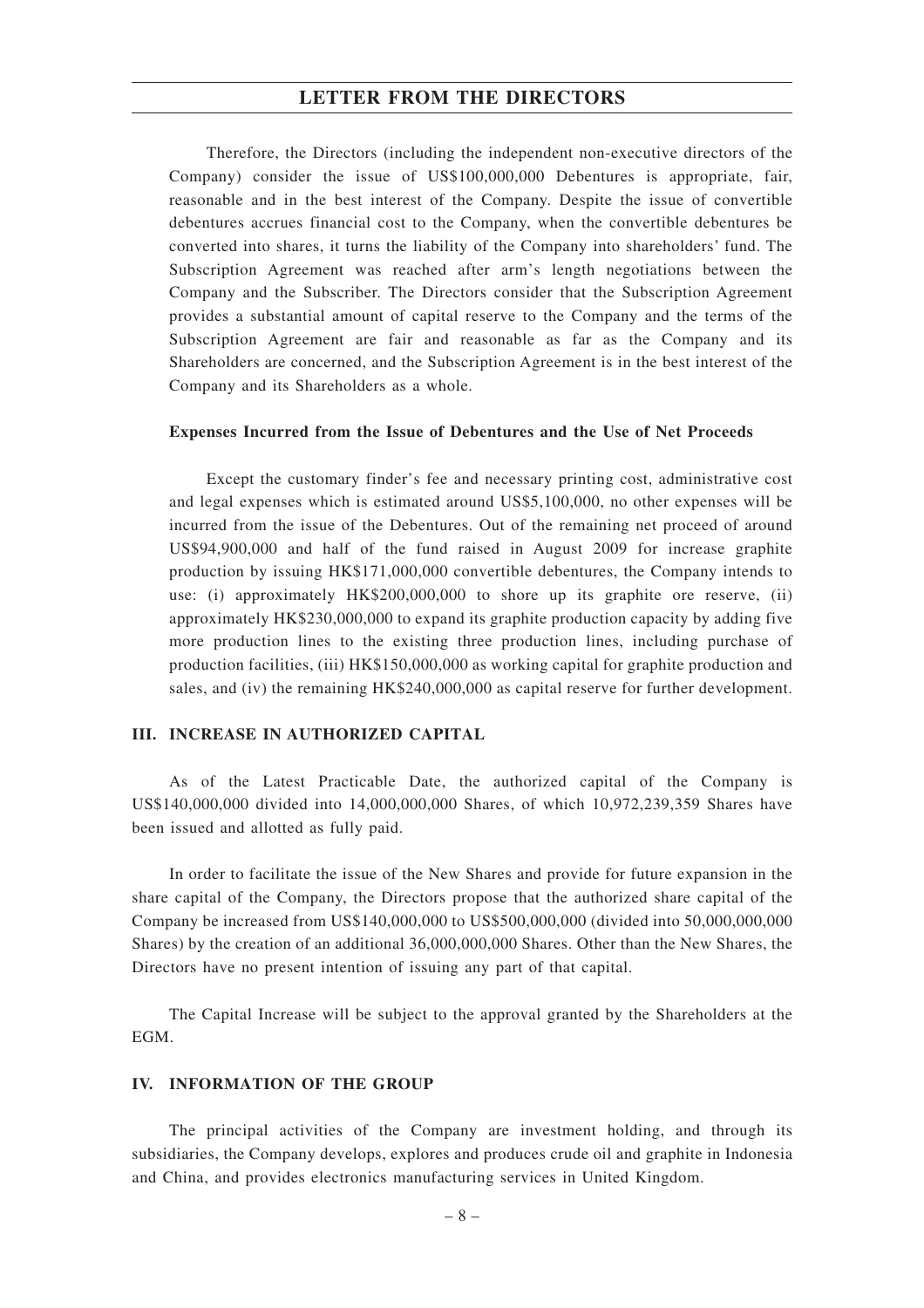Therefore, the Directors (including the independent non-executive directors of the Company) consider the issue of US$100,000,000 Debentures is appropriate, fair, reasonable and in the best interest of the Company. Despite the issue of convertible debentures accrues financial cost to the Company, when the convertible debentures be converted into shares, it turns the liability of the Company into shareholders' fund. The Subscription Agreement was reached after arm's length negotiations between the Company and the Subscriber. The Directors consider that the Subscription Agreement provides a substantial amount of capital reserve to the Company and the terms of the Subscription Agreement are fair and reasonable as far as the Company and its Shareholders are concerned, and the Subscription Agreement is in the best interest of the Company and its Shareholders as a whole.

**Expenses Incurred from the Issue of Debentures and the Use of Net Proceeds**

Except the customary finder's fee and necessary printing cost, administrative cost and legal expenses which is estimated around US$5,100,000, no other expenses will be incurred from the issue of the Debentures. Out of the remaining net proceed of around US$94,900,000 and half of the fund raised in August 2009 for increase graphite production by issuing HK$171,000,000 convertible debentures, the Company intends to use: (i) approximately HK$200,000,000 to shore up its graphite ore reserve, (ii) approximately HK$230,000,000 to expand its graphite production capacity by adding five more production lines to the existing three production lines, including purchase of production facilities, (iii) HK$150,000,000 as working capital for graphite production and sales, and (iv) the remaining HK$240,000,000 as capital reserve for further development.

## III. INCREASE IN AUTHORIZED CAPITAL

As of the Latest Practicable Date, the authorized capital of the Company is US$140,000,000 divided into 14,000,000,000 Shares, of which 10,972,239,359 Shares have been issued and allotted as fully paid.

In order to facilitate the issue of the New Shares and provide for future expansion in the share capital of the Company, the Directors propose that the authorized share capital of the Company be increased from US$140,000,000 to US$500,000,000 (divided into 50,000,000,000 Shares) by the creation of an additional 36,000,000,000 Shares. Other than the New Shares, the Directors have no present intention of issuing any part of that capital.

The Capital Increase will be subject to the approval granted by the Shareholders at the EGM.

## IV. INFORMATION OF THE GROUP

The principal activities of the Company are investment holding, and through its subsidiaries, the Company develops, explores and produces crude oil and graphite in Indonesia and China, and provides electronics manufacturing services in United Kingdom.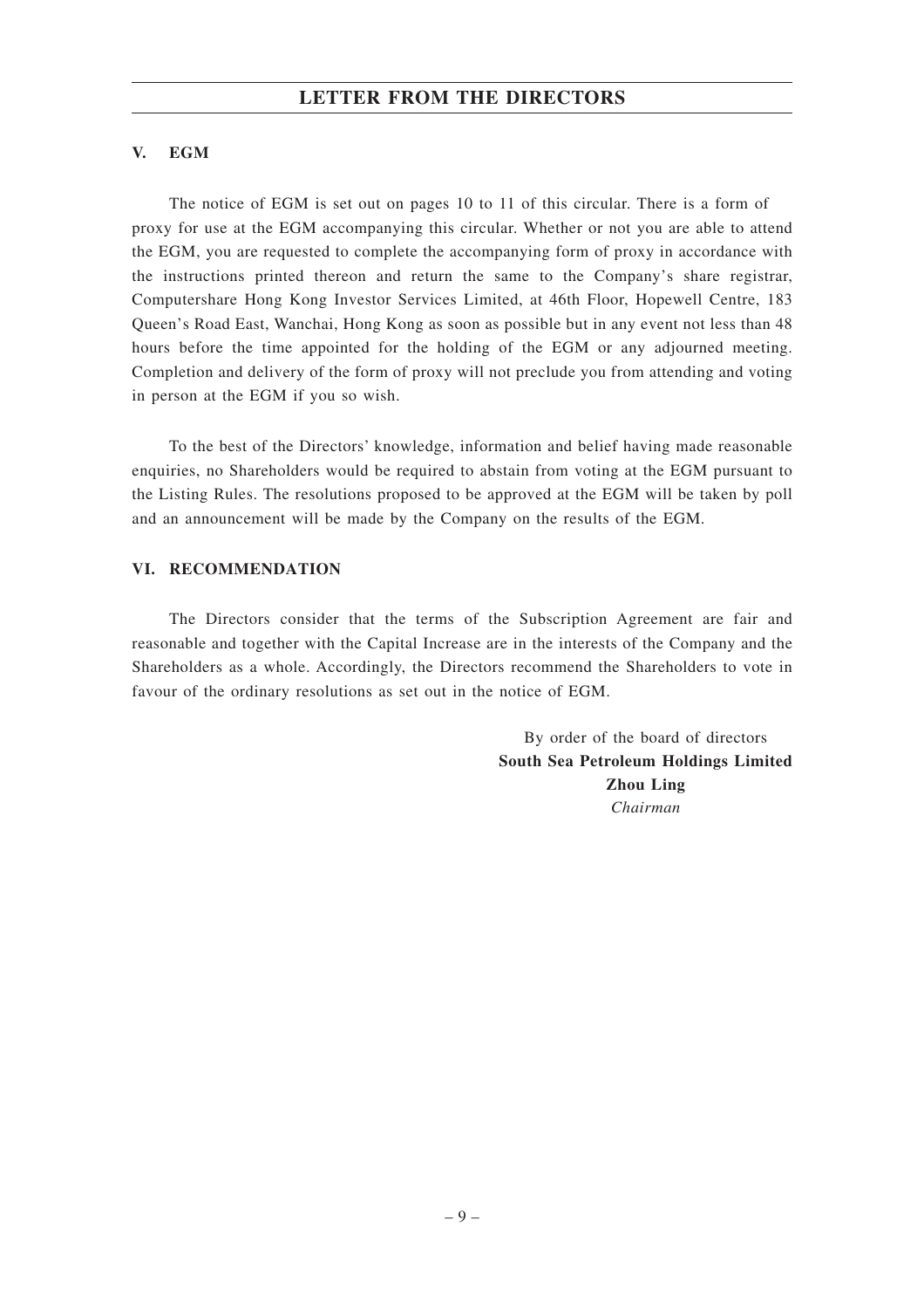## V. EGM

The notice of EGM is set out on pages 10 to 11 of this circular. There is a form of proxy for use at the EGM accompanying this circular. Whether or not you are able to attend the EGM, you are requested to complete the accompanying form of proxy in accordance with the instructions printed thereon and return the same to the Company's share registrar, Computershare Hong Kong Investor Services Limited, at 46th Floor, Hopewell Centre, 183 Queen's Road East, Wanchai, Hong Kong as soon as possible but in any event not less than 48 hours before the time appointed for the holding of the EGM or any adjourned meeting. Completion and delivery of the form of proxy will not preclude you from attending and voting in person at the EGM if you so wish.

To the best of the Directors' knowledge, information and belief having made reasonable enquiries, no Shareholders would be required to abstain from voting at the EGM pursuant to the Listing Rules. The resolutions proposed to be approved at the EGM will be taken by poll and an announcement will be made by the Company on the results of the EGM.

## VI. RECOMMENDATION

The Directors consider that the terms of the Subscription Agreement are fair and reasonable and together with the Capital Increase are in the interests of the Company and the Shareholders as a whole. Accordingly, the Directors recommend the Shareholders to vote in favour of the ordinary resolutions as set out in the notice of EGM.

By order of the board of directors
**South Sea Petroleum Holdings Limited**
**Zhou Ling**
*Chairman*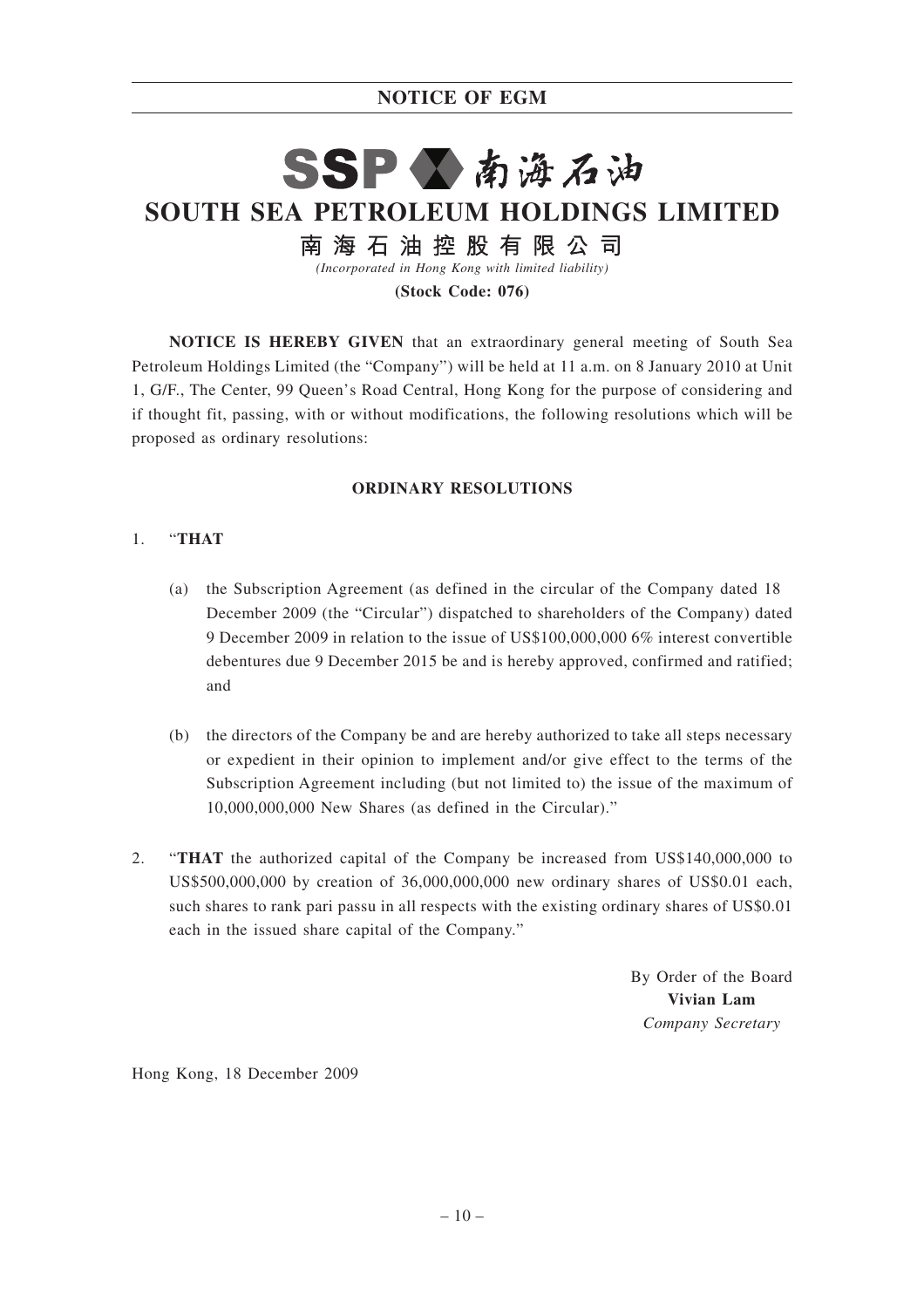# NOTICE OF EGM

SSP 南海石油

# SOUTH SEA PETROLEUM HOLDINGS LIMITED

## 南海石油控股有限公司

*(Incorporated in Hong Kong with limited liability)*

**(Stock Code: 076)**

**NOTICE IS HEREBY GIVEN** that an extraordinary general meeting of South Sea Petroleum Holdings Limited (the "Company") will be held at 11 a.m. on 8 January 2010 at Unit 1, G/F., The Center, 99 Queen's Road Central, Hong Kong for the purpose of considering and if thought fit, passing, with or without modifications, the following resolutions which will be proposed as ordinary resolutions:

**ORDINARY RESOLUTIONS**

1. "**THAT**

   (a) the Subscription Agreement (as defined in the circular of the Company dated 18 December 2009 (the "Circular") dispatched to shareholders of the Company) dated 9 December 2009 in relation to the issue of US$100,000,000 6% interest convertible debentures due 9 December 2015 be and is hereby approved, confirmed and ratified; and

   (b) the directors of the Company be and are hereby authorized to take all steps necessary or expedient in their opinion to implement and/or give effect to the terms of the Subscription Agreement including (but not limited to) the issue of the maximum of 10,000,000,000 New Shares (as defined in the Circular)."

2. "**THAT** the authorized capital of the Company be increased from US$140,000,000 to US$500,000,000 by creation of 36,000,000,000 new ordinary shares of US$0.01 each, such shares to rank pari passu in all respects with the existing ordinary shares of US$0.01 each in the issued share capital of the Company."

By Order of the Board
**Vivian Lam**
*Company Secretary*

Hong Kong, 18 December 2009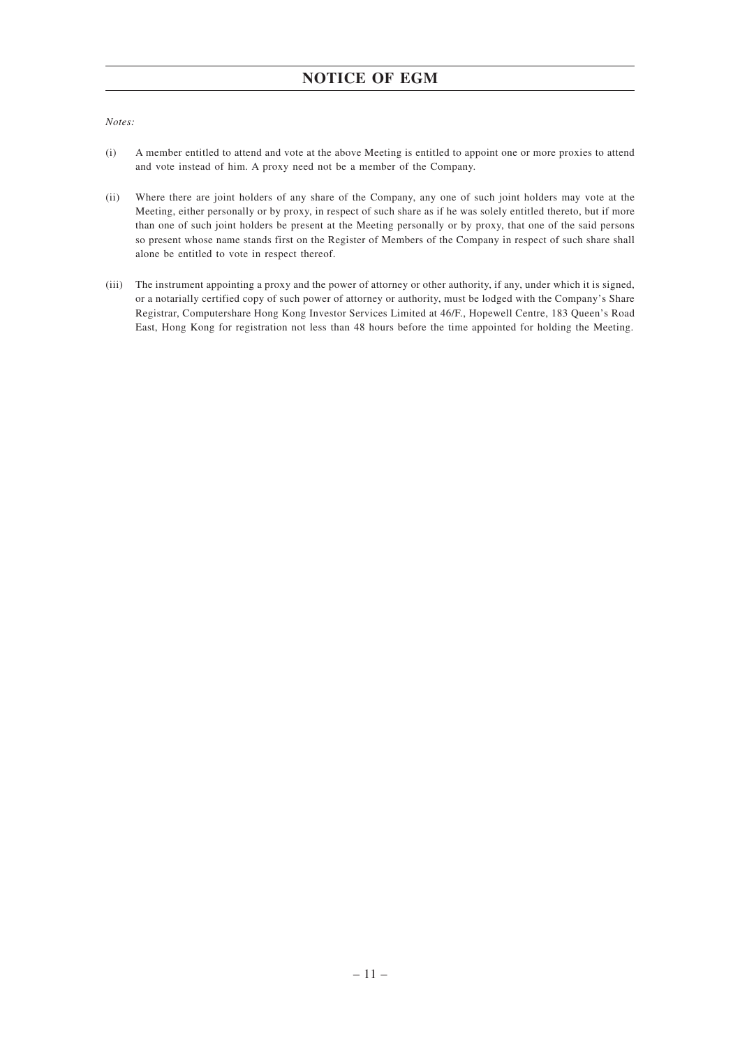# NOTICE OF EGM

*Notes:*

(i) A member entitled to attend and vote at the above Meeting is entitled to appoint one or more proxies to attend and vote instead of him. A proxy need not be a member of the Company.

(ii) Where there are joint holders of any share of the Company, any one of such joint holders may vote at the Meeting, either personally or by proxy, in respect of such share as if he was solely entitled thereto, but if more than one of such joint holders be present at the Meeting personally or by proxy, that one of the said persons so present whose name stands first on the Register of Members of the Company in respect of such share shall alone be entitled to vote in respect thereof.

(iii) The instrument appointing a proxy and the power of attorney or other authority, if any, under which it is signed, or a notarially certified copy of such power of attorney or authority, must be lodged with the Company's Share Registrar, Computershare Hong Kong Investor Services Limited at 46/F., Hopewell Centre, 183 Queen's Road East, Hong Kong for registration not less than 48 hours before the time appointed for holding the Meeting.